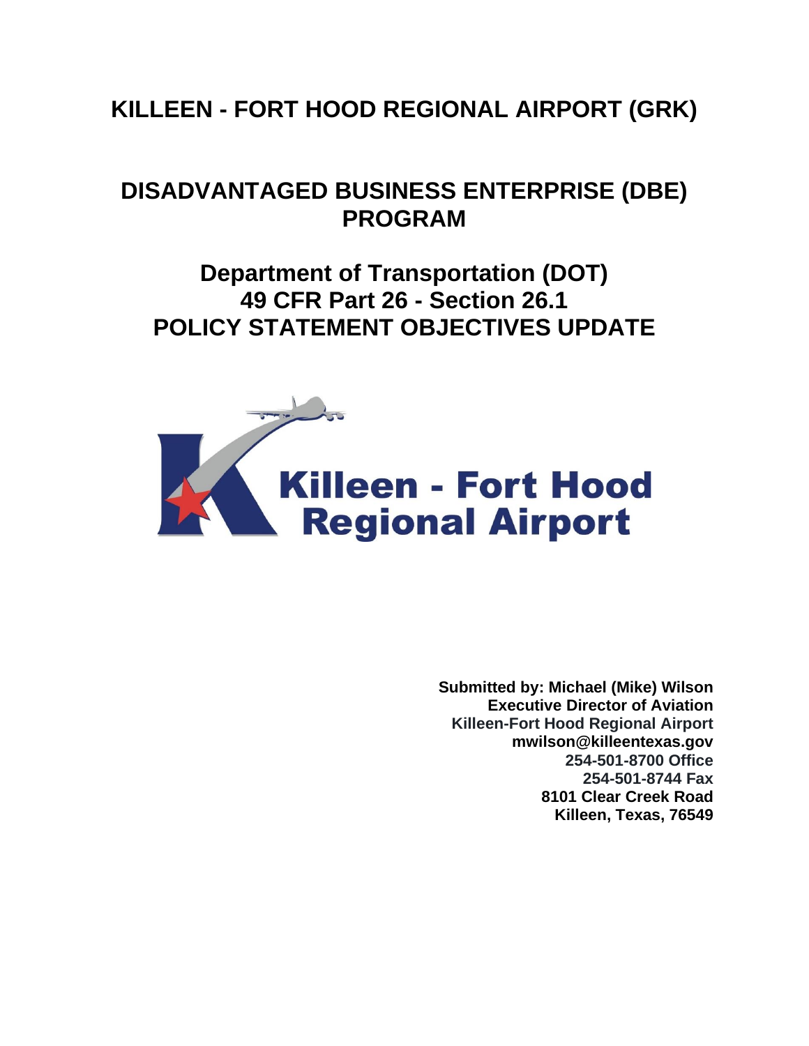# KILLEEN - FORT HOOD REGIONAL AIRPORT (GRK)

## DISADVANTAGED BUSINESS ENTERPRISE (DBE) PROGRAM

## Department of Transportation (DOT)
## 49 CFR Part 26 - Section 26.1
## POLICY STATEMENT OBJECTIVES UPDATE

Killeen - Fort Hood Regional Airport

**Submitted by: Michael (Mike) Wilson**
**Executive Director of Aviation**
**Killeen-Fort Hood Regional Airport**
**mwilson@killeentexas.gov**
**254-501-8700 Office**
**254-501-8744 Fax**
**8101 Clear Creek Road**
**Killeen, Texas, 76549**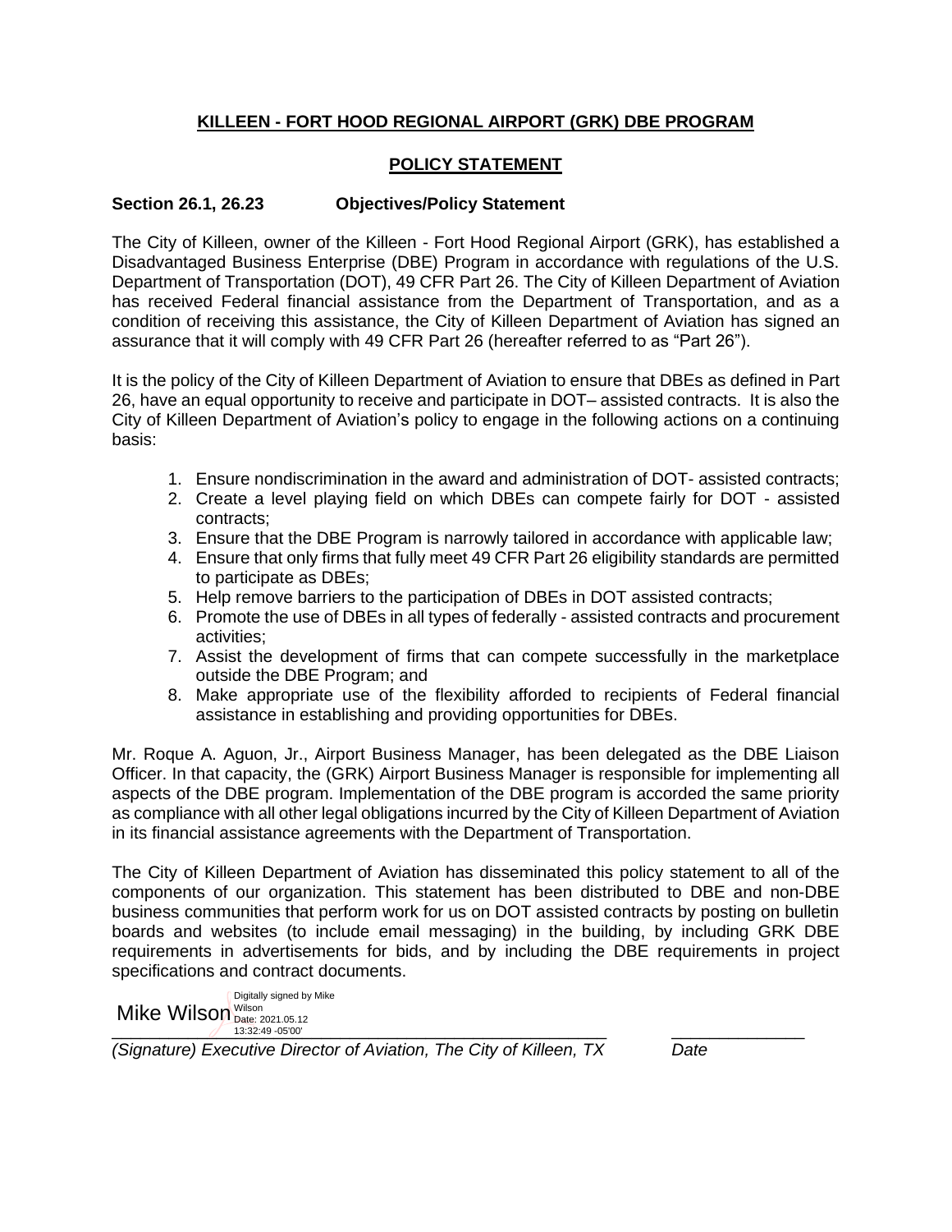**KILLEEN - FORT HOOD REGIONAL AIRPORT (GRK) DBE PROGRAM**

**POLICY STATEMENT**

**Section 26.1, 26.23 Objectives/Policy Statement**

The City of Killeen, owner of the Killeen - Fort Hood Regional Airport (GRK), has established a Disadvantaged Business Enterprise (DBE) Program in accordance with regulations of the U.S. Department of Transportation (DOT), 49 CFR Part 26. The City of Killeen Department of Aviation has received Federal financial assistance from the Department of Transportation, and as a condition of receiving this assistance, the City of Killeen Department of Aviation has signed an assurance that it will comply with 49 CFR Part 26 (hereafter referred to as "Part 26").

It is the policy of the City of Killeen Department of Aviation to ensure that DBEs as defined in Part 26, have an equal opportunity to receive and participate in DOT– assisted contracts. It is also the City of Killeen Department of Aviation's policy to engage in the following actions on a continuing basis:

1. Ensure nondiscrimination in the award and administration of DOT- assisted contracts;
2. Create a level playing field on which DBEs can compete fairly for DOT - assisted contracts;
3. Ensure that the DBE Program is narrowly tailored in accordance with applicable law;
4. Ensure that only firms that fully meet 49 CFR Part 26 eligibility standards are permitted to participate as DBEs;
5. Help remove barriers to the participation of DBEs in DOT assisted contracts;
6. Promote the use of DBEs in all types of federally - assisted contracts and procurement activities;
7. Assist the development of firms that can compete successfully in the marketplace outside the DBE Program; and
8. Make appropriate use of the flexibility afforded to recipients of Federal financial assistance in establishing and providing opportunities for DBEs.

Mr. Roque A. Aguon, Jr., Airport Business Manager, has been delegated as the DBE Liaison Officer. In that capacity, the (GRK) Airport Business Manager is responsible for implementing all aspects of the DBE program. Implementation of the DBE program is accorded the same priority as compliance with all other legal obligations incurred by the City of Killeen Department of Aviation in its financial assistance agreements with the Department of Transportation.

The City of Killeen Department of Aviation has disseminated this policy statement to all of the components of our organization. This statement has been distributed to DBE and non-DBE business communities that perform work for us on DOT assisted contracts by posting on bulletin boards and websites (to include email messaging) in the building, by including GRK DBE requirements in advertisements for bids, and by including the DBE requirements in project specifications and contract documents.

Mike Wilson Digitally signed by Mike Wilson Date: 2021.05.12 13:32:49 -05'00'

*(Signature) Executive Director of Aviation, The City of Killeen, TX* *Date*